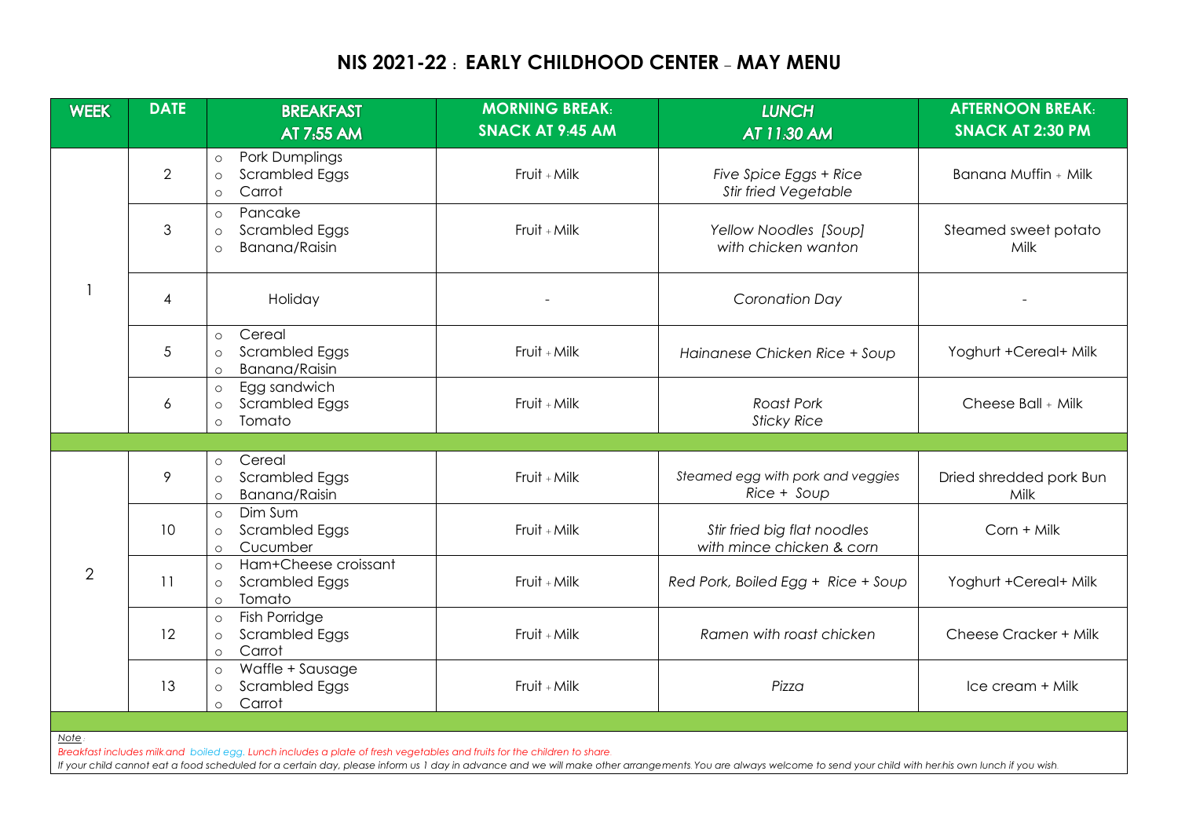# NIS 2021-22 : EARLY CHILDHOOD CENTER – MAY MENU

| WEEK | DATE | BREAKFAST AT 7:55 AM | MORNING BREAK: SNACK AT 9:45 AM | LUNCH AT 11:30 AM | AFTERNOON BREAK: SNACK AT 2:30 PM |
|---|---|---|---|---|---|
| 1 | 2 | Pork Dumplings<br>Scrambled Eggs<br>Carrot | Fruit + Milk | *Five Spice Eggs + Rice*<br>*Stir fried Vegetable* | Banana Muffin + Milk |
| | 3 | Pancake<br>Scrambled Eggs<br>Banana/Raisin | Fruit + Milk | *Yellow Noodles [Soup]*<br>*with chicken wanton* | Steamed sweet potato<br>Milk |
| | 4 | Holiday | - | *Coronation Day* | - |
| | 5 | Cereal<br>Scrambled Eggs<br>Banana/Raisin | Fruit + Milk | *Hainanese Chicken Rice + Soup* | Yoghurt +Cereal+ Milk |
| | 6 | Egg sandwich<br>Scrambled Eggs<br>Tomato | Fruit + Milk | *Roast Pork*<br>*Sticky Rice* | Cheese Ball + Milk |
| | | | | | |
| 2 | 9 | Cereal<br>Scrambled Eggs<br>Banana/Raisin | Fruit + Milk | *Steamed egg with pork and veggies*<br>*Rice + Soup* | Dried shredded pork Bun<br>Milk |
| | 10 | Dim Sum<br>Scrambled Eggs<br>Cucumber | Fruit + Milk | *Stir fried big flat noodles*<br>*with mince chicken & corn* | Corn + Milk |
| | 11 | Ham+Cheese croissant<br>Scrambled Eggs<br>Tomato | Fruit + Milk | *Red Pork, Boiled Egg + Rice + Soup* | Yoghurt +Cereal+ Milk |
| | 12 | Fish Porridge<br>Scrambled Eggs<br>Carrot | Fruit + Milk | *Ramen with roast chicken* | Cheese Cracker + Milk |
| | 13 | Waffle + Sausage<br>Scrambled Eggs<br>Carrot | Fruit + Milk | *Pizza* | Ice cream + Milk |

*Note:*

*Breakfast includes milk and boiled egg. Lunch includes a plate of fresh vegetables and fruits for the children to share.*

*If your child cannot eat a food scheduled for a certain day, please inform us 1 day in advance and we will make other arrangements. You are always welcome to send your child with her/his own lunch if you wish.*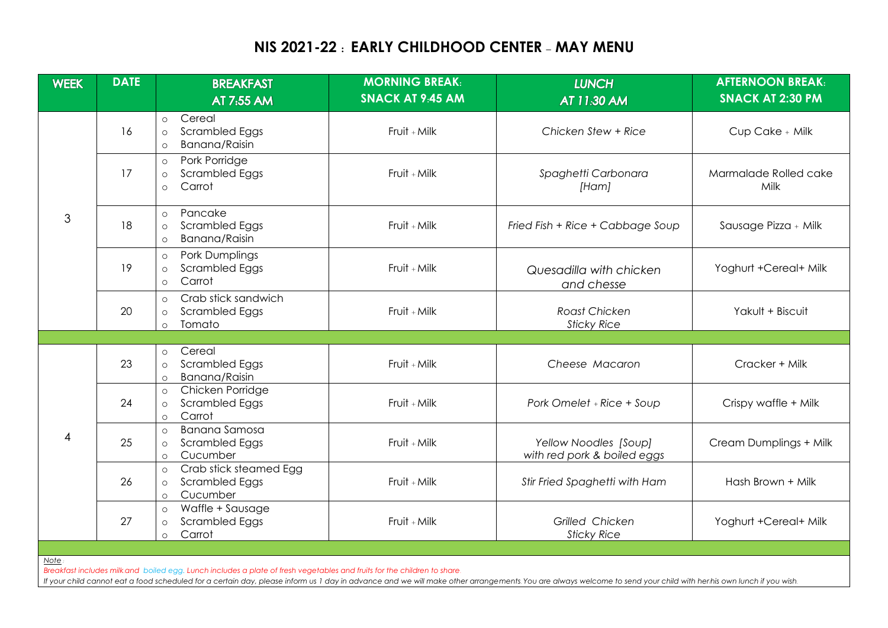# NIS 2021-22 : EARLY CHILDHOOD CENTER – MAY MENU

| WEEK | DATE | BREAKFAST AT 7:55 AM | MORNING BREAK: SNACK AT 9:45 AM | LUNCH AT 11:30 AM | AFTERNOON BREAK: SNACK AT 2:30 PM |
|---|---|---|---|---|---|
| 3 | 16 | Cereal<br>Scrambled Eggs<br>Banana/Raisin | Fruit + Milk | *Chicken Stew + Rice* | Cup Cake + Milk |
| | 17 | Pork Porridge<br>Scrambled Eggs<br>Carrot | Fruit + Milk | *Spaghetti Carbonara [Ham]* | Marmalade Rolled cake Milk |
| | 18 | Pancake<br>Scrambled Eggs<br>Banana/Raisin | Fruit + Milk | *Fried Fish + Rice + Cabbage Soup* | Sausage Pizza + Milk |
| | 19 | Pork Dumplings<br>Scrambled Eggs<br>Carrot | Fruit + Milk | *Quesadilla with chicken and chesse* | Yoghurt +Cereal+ Milk |
| | 20 | Crab stick sandwich<br>Scrambled Eggs<br>Tomato | Fruit + Milk | *Roast Chicken Sticky Rice* | Yakult + Biscuit |
| | | | | | |
| 4 | 23 | Cereal<br>Scrambled Eggs<br>Banana/Raisin | Fruit + Milk | *Cheese Macaron* | Cracker + Milk |
| | 24 | Chicken Porridge<br>Scrambled Eggs<br>Carrot | Fruit + Milk | *Pork Omelet + Rice + Soup* | Crispy waffle + Milk |
| | 25 | Banana Samosa<br>Scrambled Eggs<br>Cucumber | Fruit + Milk | *Yellow Noodles [Soup] with red pork & boiled eggs* | Cream Dumplings + Milk |
| | 26 | Crab stick steamed Egg<br>Scrambled Eggs<br>Cucumber | Fruit + Milk | *Stir Fried Spaghetti with Ham* | Hash Brown + Milk |
| | 27 | Waffle + Sausage<br>Scrambled Eggs<br>Carrot | Fruit + Milk | *Grilled Chicken Sticky Rice* | Yoghurt +Cereal+ Milk |

*Note*:

*Breakfast includes milk and boiled egg. Lunch includes a plate of fresh vegetables and fruits for the children to share.*

*If your child cannot eat a food scheduled for a certain day, please inform us 1 day in advance and we will make other arrangements. You are always welcome to send your child with her/his own lunch if you wish.*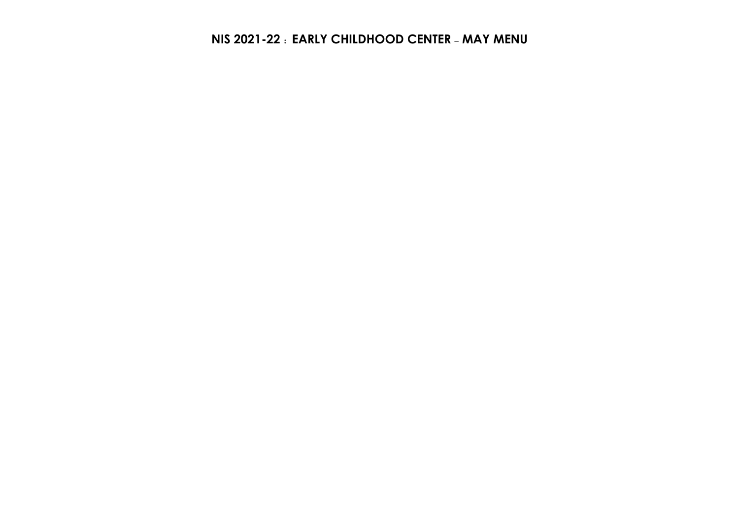# NIS 2021-22 : EARLY CHILDHOOD CENTER – MAY MENU